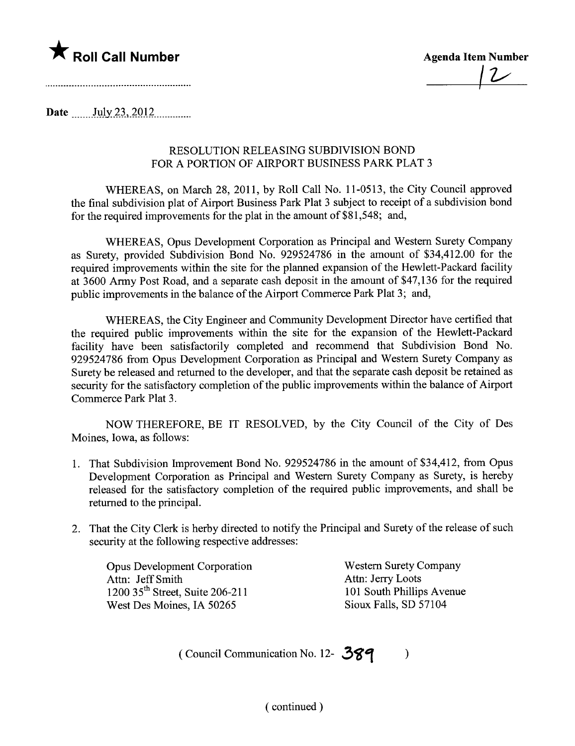★ **Roll Call Number**

**Agenda Item Number**

12

Date July 23, 2012

## RESOLUTION RELEASING SUBDIVISION BOND FOR A PORTION OF AIRPORT BUSINESS PARK PLAT 3

WHEREAS, on March 28, 2011, by Roll Call No. 11-0513, the City Council approved the final subdivision plat of Airport Business Park Plat 3 subject to receipt of a subdivision bond for the required improvements for the plat in the amount of $81,548; and,

WHEREAS, Opus Development Corporation as Principal and Western Surety Company as Surety, provided Subdivision Bond No. 929524786 in the amount of $34,412.00 for the required improvements within the site for the planned expansion of the Hewlett-Packard facility at 3600 Army Post Road, and a separate cash deposit in the amount of $47,136 for the required public improvements in the balance of the Airport Commerce Park Plat 3; and,

WHEREAS, the City Engineer and Community Development Director have certified that the required public improvements within the site for the expansion of the Hewlett-Packard facility have been satisfactorily completed and recommend that Subdivision Bond No. 929524786 from Opus Development Corporation as Principal and Western Surety Company as Surety be released and returned to the developer, and that the separate cash deposit be retained as security for the satisfactory completion of the public improvements within the balance of Airport Commerce Park Plat 3.

NOW THEREFORE, BE IT RESOLVED, by the City Council of the City of Des Moines, Iowa, as follows:

1. That Subdivision Improvement Bond No. 929524786 in the amount of $34,412, from Opus Development Corporation as Principal and Western Surety Company as Surety, is hereby released for the satisfactory completion of the required public improvements, and shall be returned to the principal.

2. That the City Clerk is herby directed to notify the Principal and Surety of the release of such security at the following respective addresses:

Opus Development Corporation
Attn: Jeff Smith
1200 35th Street, Suite 206-211
West Des Moines, IA 50265

Western Surety Company
Attn: Jerry Loots
101 South Phillips Avenue
Sioux Falls, SD 57104

( Council Communication No. 12- 389 )

( continued )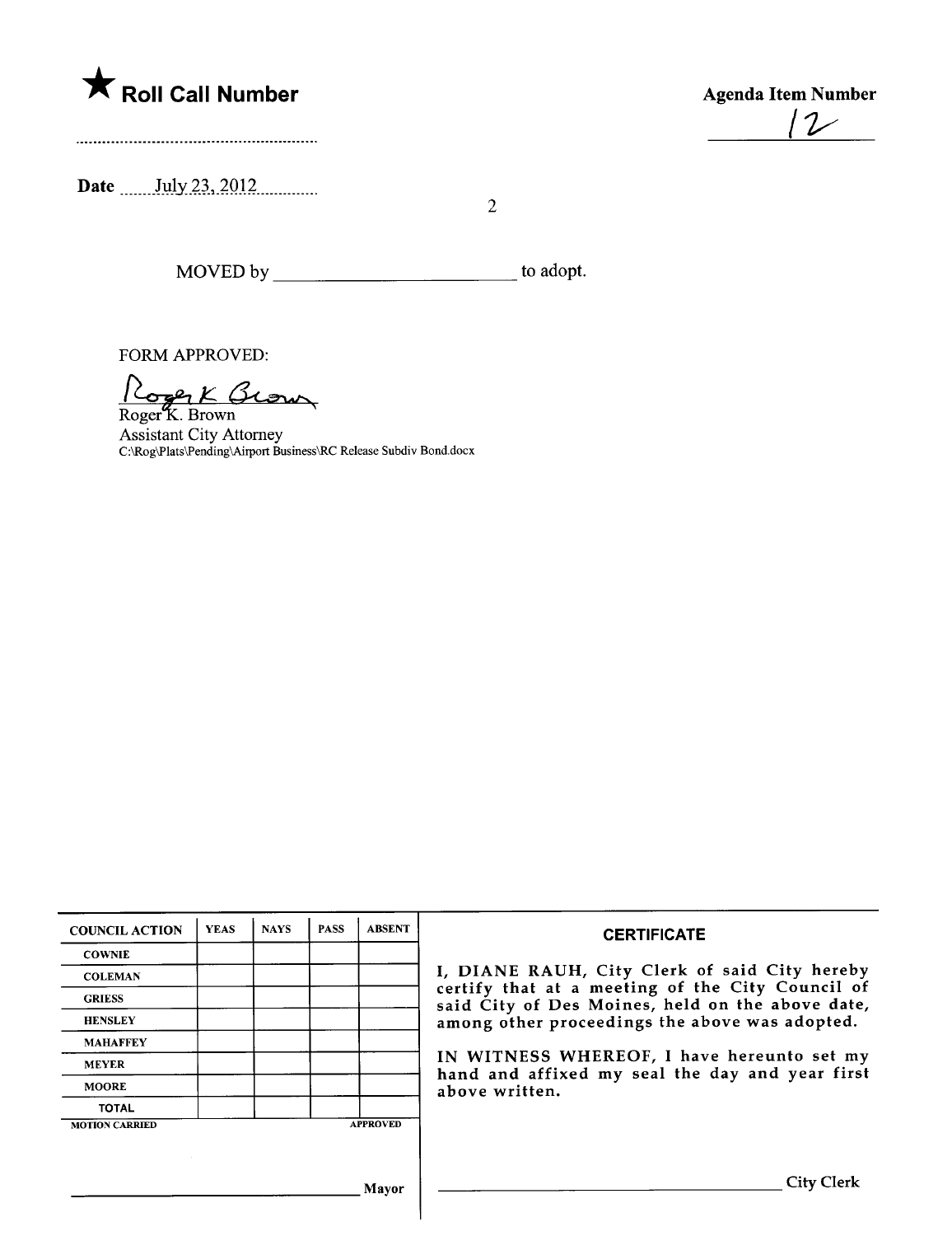★ **Roll Call Number**

..........................................................

**Agenda Item Number**

12

**Date** July 23, 2012

MOVED by ________________________ to adopt.

FORM APPROVED:

Roger K. Brown
Assistant City Attorney
C:\Rog\Plats\Pending\Airport Business\RC Release Subdiv Bond.docx

| COUNCIL ACTION | YEAS | NAYS | PASS | ABSENT |
|---|---|---|---|---|
| COWNIE | | | | |
| COLEMAN | | | | |
| GRIESS | | | | |
| HENSLEY | | | | |
| MAHAFFEY | | | | |
| MEYER | | | | |
| MOORE | | | | |
| TOTAL | | | | |
| MOTION CARRIED | | | | APPROVED |

________________________________ Mayor

**CERTIFICATE**

I, DIANE RAUH, City Clerk of said City hereby certify that at a meeting of the City Council of said City of Des Moines, held on the above date, among other proceedings the above was adopted.

IN WITNESS WHEREOF, I have hereunto set my hand and affixed my seal the day and year first above written.

________________________________ City Clerk